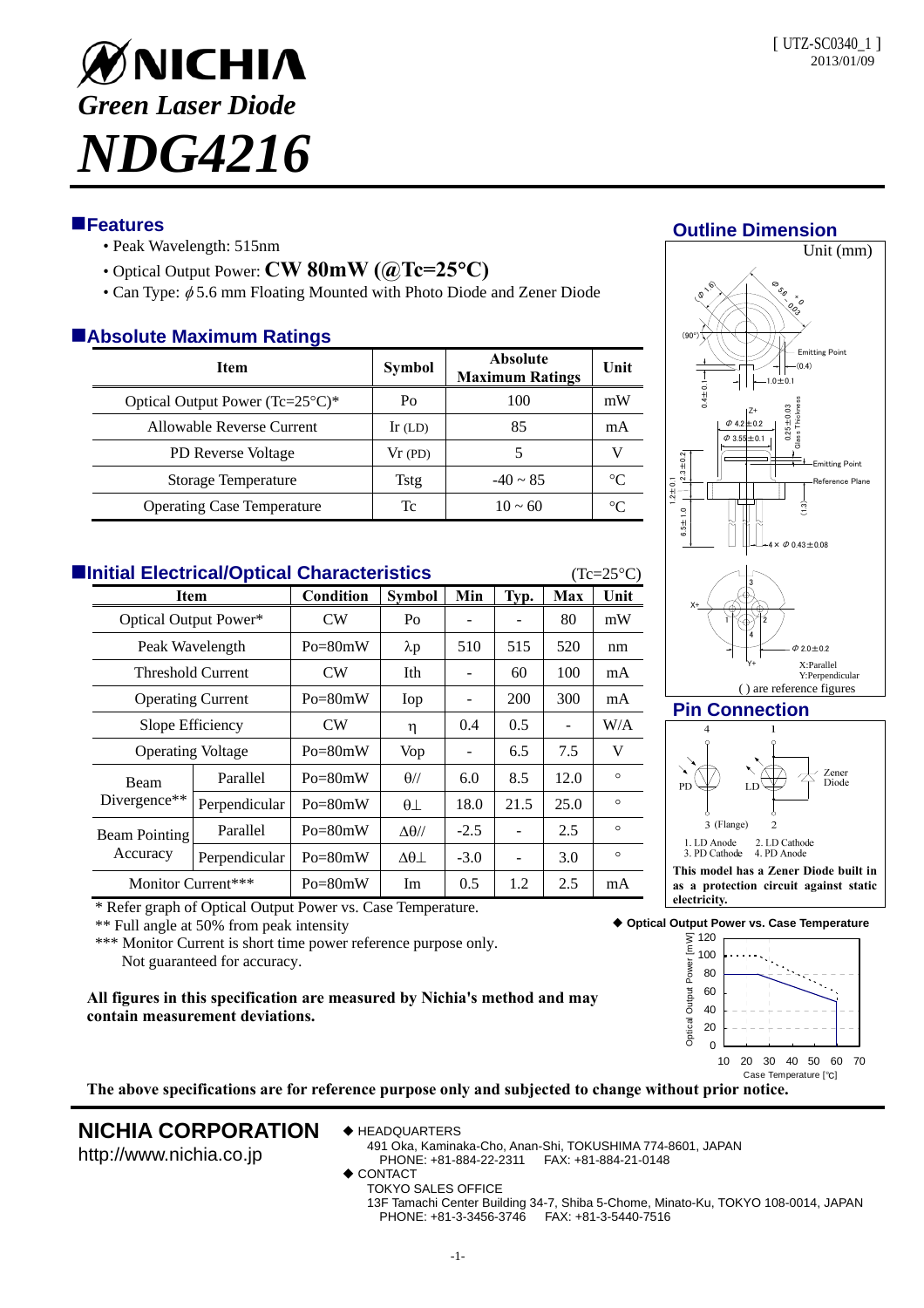[ UTZ-SC0340_1 ]
2013/01/09

# NICHIA

## *Green Laser Diode*

# *NDG4216*

## Features

- Peak Wavelength: 515nm
- Optical Output Power: **CW 80mW (@Tc=25°C)**
- Can Type: $\phi$5.6 mm Floating Mounted with Photo Diode and Zener Diode

## Absolute Maximum Ratings

| Item | Symbol | Absolute Maximum Ratings | Unit |
|---|---|---|---|
| Optical Output Power (Tc=25°C)* | Po | 100 | mW |
| Allowable Reverse Current | Ir (LD) | 85 | mA |
| PD Reverse Voltage | Vr (PD) | 5 | V |
| Storage Temperature | Tstg | -40 ~ 85 | °C |
| Operating Case Temperature | Tc | 10 ~ 60 | °C |

## Initial Electrical/Optical Characteristics

(Tc=25°C)

| Item | | Condition | Symbol | Min | Typ. | Max | Unit |
|---|---|---|---|---|---|---|---|
| Optical Output Power* | | CW | Po | - | - | 80 | mW |
| Peak Wavelength | | Po=80mW | λp | 510 | 515 | 520 | nm |
| Threshold Current | | CW | Ith | - | 60 | 100 | mA |
| Operating Current | | Po=80mW | Iop | - | 200 | 300 | mA |
| Slope Efficiency | | CW | η | 0.4 | 0.5 | - | W/A |
| Operating Voltage | | Po=80mW | Vop | - | 6.5 | 7.5 | V |
| Beam Divergence** | Parallel | Po=80mW | θ// | 6.0 | 8.5 | 12.0 | ° |
| | Perpendicular | Po=80mW | θ⊥ | 18.0 | 21.5 | 25.0 | ° |
| Beam Pointing Accuracy | Parallel | Po=80mW | Δθ// | -2.5 | - | 2.5 | ° |
| | Perpendicular | Po=80mW | Δθ⊥ | -3.0 | - | 3.0 | ° |
| Monitor Current*** | | Po=80mW | Im | 0.5 | 1.2 | 2.5 | mA |

\* Refer graph of Optical Output Power vs. Case Temperature.
\*\* Full angle at 50% from peak intensity
\*\*\* Monitor Current is short time power reference purpose only. Not guaranteed for accuracy.

**All figures in this specification are measured by Nichia's method and may contain measurement deviations.**

## Outline Dimension

Unit (mm)

( ) are reference figures

## Pin Connection

1. LD Anode 2. LD Cathode
3. PD Cathode 4. PD Anode

**This model has a Zener Diode built in as a protection circuit against static electricity.**

◆ **Optical Output Power vs. Case Temperature**

**The above specifications are for reference purpose only and subjected to change without prior notice.**

**NICHIA CORPORATION**
http://www.nichia.co.jp

◆ HEADQUARTERS
491 Oka, Kaminaka-Cho, Anan-Shi, TOKUSHIMA 774-8601, JAPAN
PHONE: +81-884-22-2311 FAX: +81-884-21-0148

◆ CONTACT
TOKYO SALES OFFICE
13F Tamachi Center Building 34-7, Shiba 5-Chome, Minato-Ku, TOKYO 108-0014, JAPAN
PHONE: +81-3-3456-3746 FAX: +81-3-5440-7516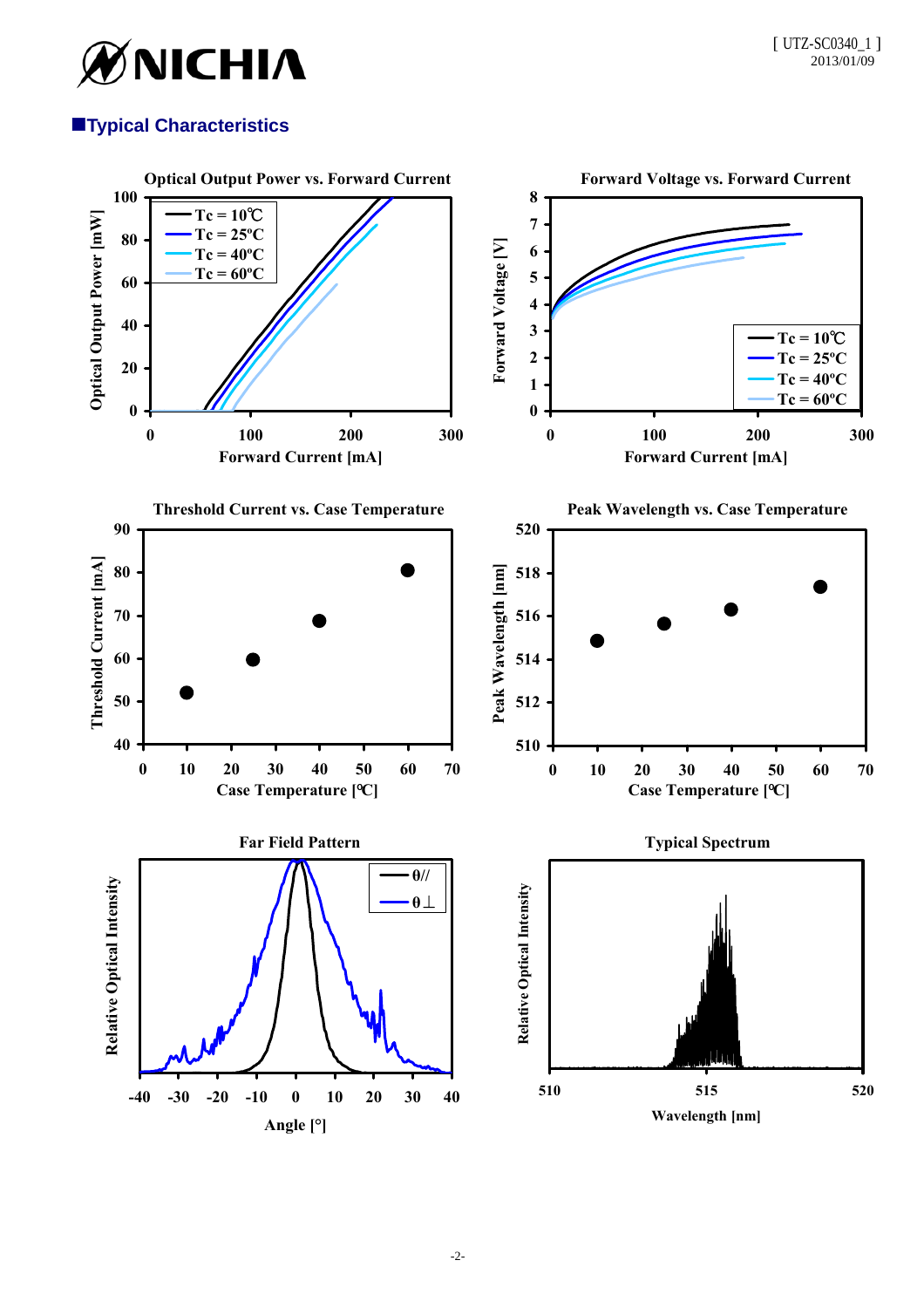## ■Typical Characteristics

**Optical Output Power vs. Forward Current**

Optical Output Power [mW] vs. Forward Current [mA]

- Tc = 10℃
- Tc = 25ºC
- Tc = 40ºC
- Tc = 60ºC

**Forward Voltage vs. Forward Current**

Forward Voltage [V] vs. Forward Current [mA]

- Tc = 10℃
- Tc = 25ºC
- Tc = 40ºC
- Tc = 60ºC

**Threshold Current vs. Case Temperature**

Threshold Current [mA] vs. Case Temperature [℃]

**Peak Wavelength vs. Case Temperature**

Peak Wavelength [nm] vs. Case Temperature [℃]

**Far Field Pattern**

Relative Optical Intensity vs. Angle [°]

- θ//
- θ⊥

**Typical Spectrum**

Relative Optical Intensity vs. Wavelength [nm]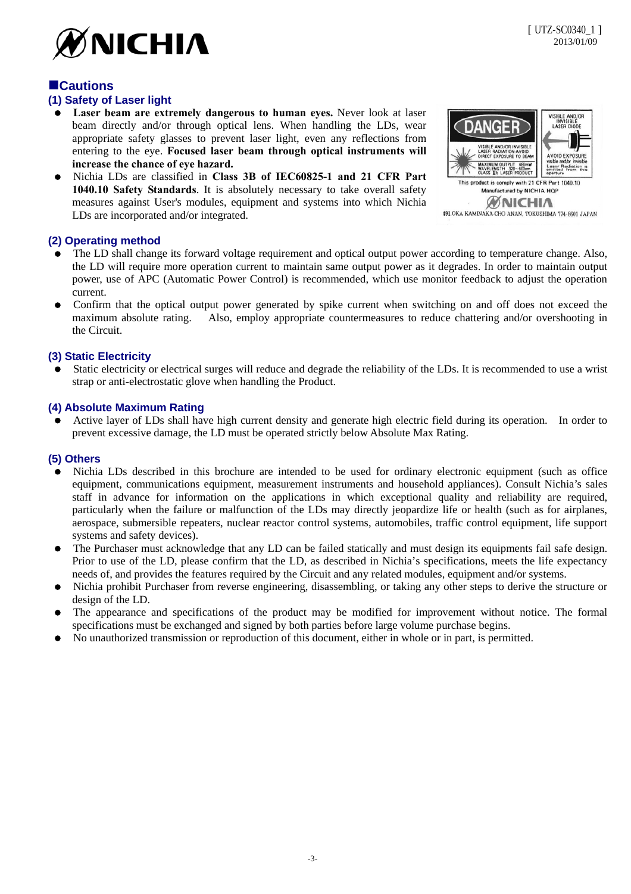## ■Cautions

### (1) Safety of Laser light

- **Laser beam are extremely dangerous to human eyes.** Never look at laser beam directly and/or through optical lens. When handling the LDs, wear appropriate safety glasses to prevent laser light, even any reflections from entering to the eye. **Focused laser beam through optical instruments will increase the chance of eye hazard.**
- Nichia LDs are classified in **Class 3B of IEC60825-1 and 21 CFR Part 1040.10 Safety Standards**. It is absolutely necessary to take overall safety measures against User's modules, equipment and systems into which Nichia LDs are incorporated and/or integrated.

### (2) Operating method

- The LD shall change its forward voltage requirement and optical output power according to temperature change. Also, the LD will require more operation current to maintain same output power as it degrades. In order to maintain output power, use of APC (Automatic Power Control) is recommended, which use monitor feedback to adjust the operation current.
- Confirm that the optical output power generated by spike current when switching on and off does not exceed the maximum absolute rating. Also, employ appropriate countermeasures to reduce chattering and/or overshooting in the Circuit.

### (3) Static Electricity

- Static electricity or electrical surges will reduce and degrade the reliability of the LDs. It is recommended to use a wrist strap or anti-electrostatic glove when handling the Product.

### (4) Absolute Maximum Rating

- Active layer of LDs shall have high current density and generate high electric field during its operation. In order to prevent excessive damage, the LD must be operated strictly below Absolute Max Rating.

### (5) Others

- Nichia LDs described in this brochure are intended to be used for ordinary electronic equipment (such as office equipment, communications equipment, measurement instruments and household appliances). Consult Nichia's sales staff in advance for information on the applications in which exceptional quality and reliability are required, particularly when the failure or malfunction of the LDs may directly jeopardize life or health (such as for airplanes, aerospace, submersible repeaters, nuclear reactor control systems, automobiles, traffic control equipment, life support systems and safety devices).
- The Purchaser must acknowledge that any LD can be failed statically and must design its equipments fail safe design. Prior to use of the LD, please confirm that the LD, as described in Nichia's specifications, meets the life expectancy needs of, and provides the features required by the Circuit and any related modules, equipment and/or systems.
- Nichia prohibit Purchaser from reverse engineering, disassembling, or taking any other steps to derive the structure or design of the LD.
- The appearance and specifications of the product may be modified for improvement without notice. The formal specifications must be exchanged and signed by both parties before large volume purchase begins.
- No unauthorized transmission or reproduction of this document, either in whole or in part, is permitted.